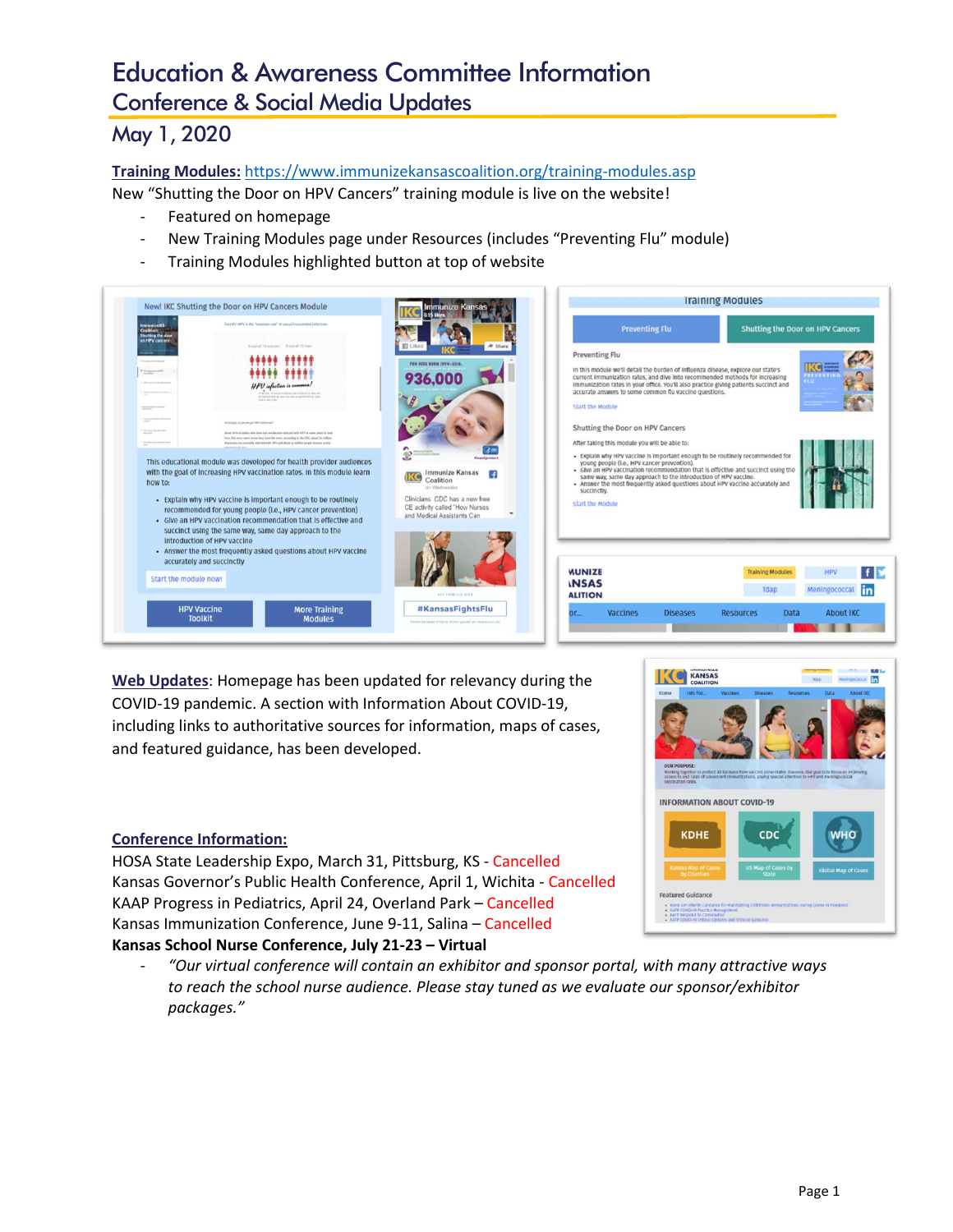# Education & Awareness Committee Information

## Conference & Social Media Updates

### May 1, 2020

**Training Modules:** https://www.immunizekansascoalition.org/training-modules.asp

New "Shutting the Door on HPV Cancers" training module is live on the website!

- Featured on homepage
- New Training Modules page under Resources (includes "Preventing Flu" module)
- Training Modules highlighted button at top of website

**Web Updates**: Homepage has been updated for relevancy during the COVID-19 pandemic. A section with Information About COVID-19, including links to authoritative sources for information, maps of cases, and featured guidance, has been developed.

**Conference Information:**

HOSA State Leadership Expo, March 31, Pittsburg, KS - Cancelled

Kansas Governor's Public Health Conference, April 1, Wichita - Cancelled

KAAP Progress in Pediatrics, April 24, Overland Park – Cancelled

Kansas Immunization Conference, June 9-11, Salina – Cancelled

**Kansas School Nurse Conference, July 21-23 – Virtual**

- *"Our virtual conference will contain an exhibitor and sponsor portal, with many attractive ways to reach the school nurse audience. Please stay tuned as we evaluate our sponsor/exhibitor packages."*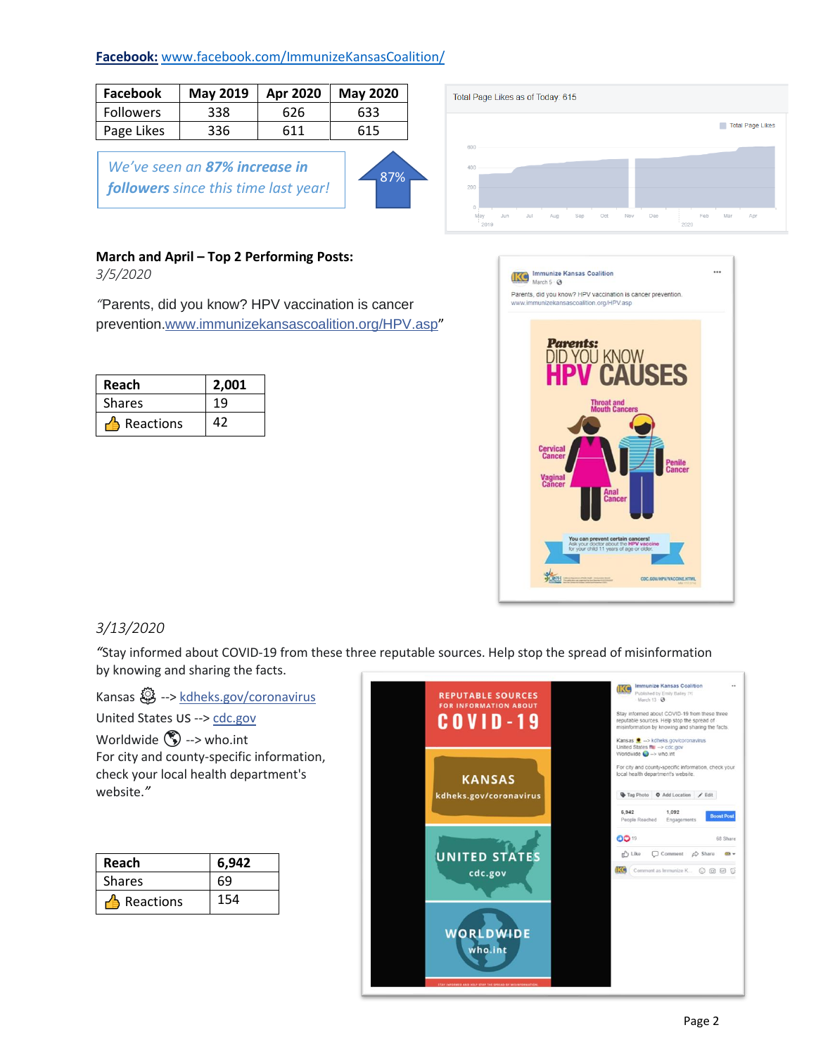**Facebook:** www.facebook.com/ImmunizeKansasCoalition/

| Facebook | May 2019 | Apr 2020 | May 2020 |
| --- | --- | --- | --- |
| Followers | 338 | 626 | 633 |
| Page Likes | 336 | 611 | 615 |

*We've seen an **87% increase in followers** since this time last year!*

87%

Total Page Likes as of Today: 615

Total Page Likes

600
400
200
0
May 2019 Jun Jul Aug Sep Oct Nov Dec 2020 Feb Mar Apr

**March and April – Top 2 Performing Posts:**

*3/5/2020*

"Parents, did you know? HPV vaccination is cancer prevention.www.immunizekansascoalition.org/HPV.asp"

| Reach | 2,001 |
| --- | --- |
| Shares | 19 |
| Reactions | 42 |

Immunize Kansas Coalition
March 5

Parents, did you know? HPV vaccination is cancer prevention.
www.immunizekansascoalition.org/HPV.asp

Parents: DID YOU KNOW HPV CAUSES

Throat and Mouth Cancers
Cervical Cancer
Vaginal Cancer
Anal Cancer
Penile Cancer

You can prevent certain cancers!
Ask your doctor about the HPV vaccine for your child 11 years of age or older.

CDC.GOV/HPV/VACCINE.HTML

*3/13/2020*

"Stay informed about COVID-19 from these three reputable sources. Help stop the spread of misinformation by knowing and sharing the facts.

Kansas --> kdheks.gov/coronavirus
United States US --> cdc.gov
Worldwide --> who.int
For city and county-specific information, check your local health department's website."

| Reach | 6,942 |
| --- | --- |
| Shares | 69 |
| Reactions | 154 |

REPUTABLE SOURCES FOR INFORMATION ABOUT COVID-19

KANSAS
kdheks.gov/coronavirus

UNITED STATES
cdc.gov

WORLDWIDE
who.int

Immunize Kansas Coalition
Published by Emily Bailey
March 13

Stay informed about COVID-19 from these three reputable sources. Help stop the spread of misinformation by knowing and sharing the facts.

Kansas --> kdheks.gov/coronavirus
United States --> cdc.gov
Worldwide --> who.int

For city and county-specific information, check your local health department's website.

6,942 People Reached
1,092 Engagements
Boost Post

19
68 Shares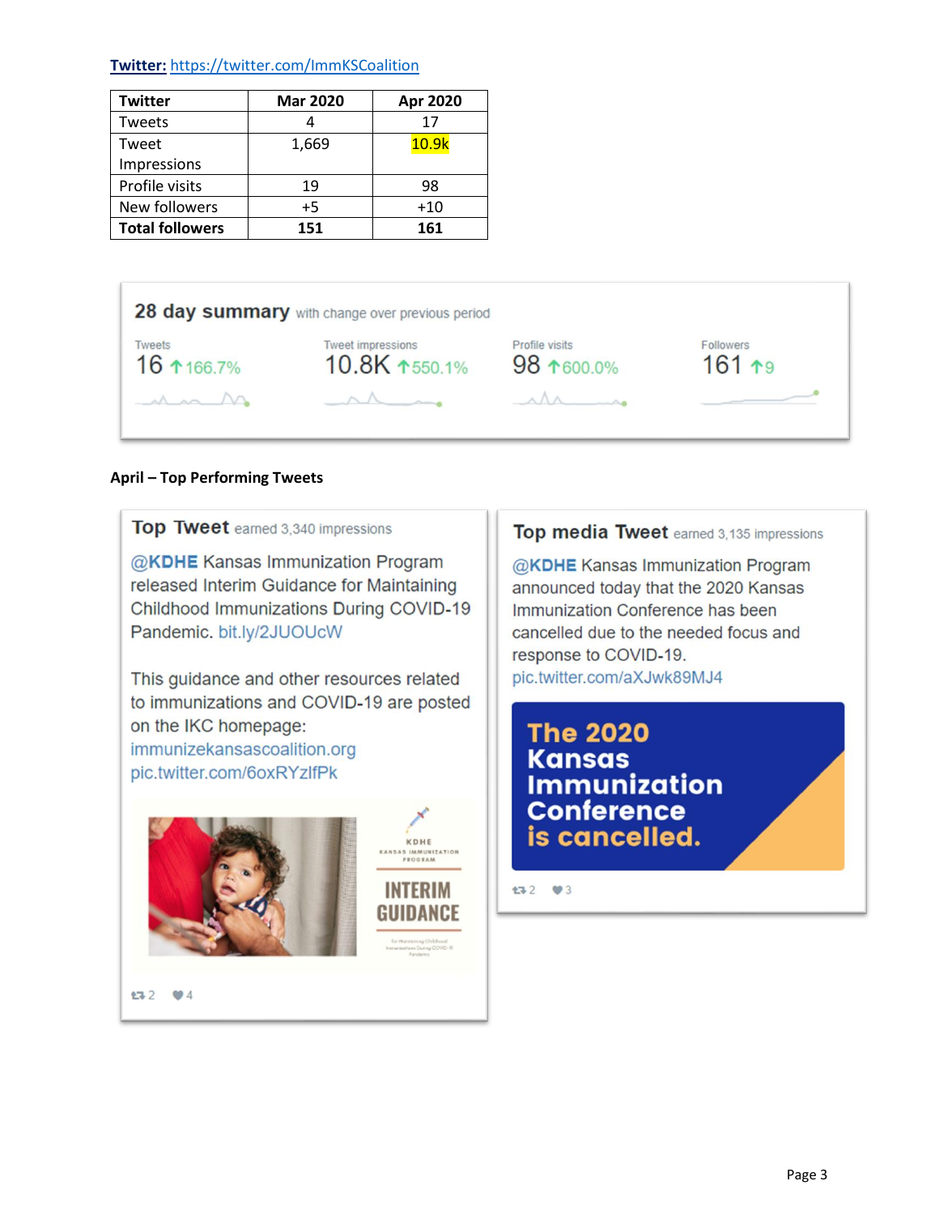**Twitter:** https://twitter.com/ImmKSCoalition

| Twitter | Mar 2020 | Apr 2020 |
|---|---|---|
| Tweets | 4 | 17 |
| Tweet Impressions | 1,669 | 10.9k |
| Profile visits | 19 | 98 |
| New followers | +5 | +10 |
| **Total followers** | **151** | **161** |

**28 day summary** with change over previous period

Tweets
16 ↑166.7%

Tweet impressions
10.8K ↑550.1%

Profile visits
98 ↑600.0%

Followers
161 ↑9

**April – Top Performing Tweets**

**Top Tweet** earned 3,340 impressions

@KDHE Kansas Immunization Program released Interim Guidance for Maintaining Childhood Immunizations During COVID-19 Pandemic. bit.ly/2JUOUcW

This guidance and other resources related to immunizations and COVID-19 are posted on the IKC homepage: immunizekansascoalition.org pic.twitter.com/6oxRYzlfPk

KDHE
KANSAS IMMUNIZATION PROGRAM
INTERIM GUIDANCE

2 4

**Top media Tweet** earned 3,135 impressions

@KDHE Kansas Immunization Program announced today that the 2020 Kansas Immunization Conference has been cancelled due to the needed focus and response to COVID-19. pic.twitter.com/aXJwk89MJ4

The 2020 Kansas Immunization Conference is cancelled.

2 3